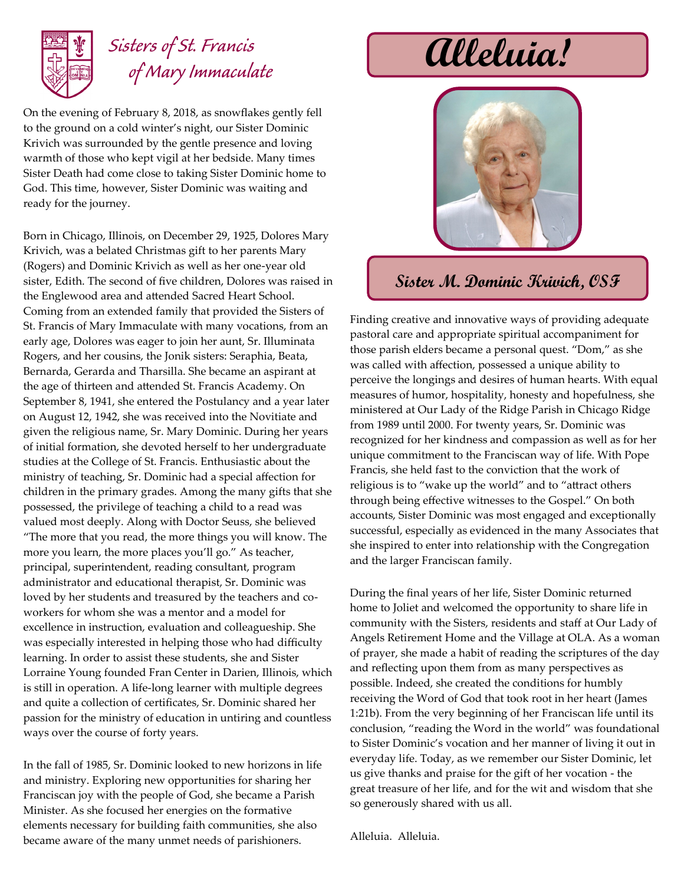# Sisters of St. Francis of Mary Immaculate

# Alleluia!

## Sister M. Dominic Krivich, OSF

On the evening of February 8, 2018, as snowflakes gently fell to the ground on a cold winter's night, our Sister Dominic Krivich was surrounded by the gentle presence and loving warmth of those who kept vigil at her bedside. Many times Sister Death had come close to taking Sister Dominic home to God. This time, however, Sister Dominic was waiting and ready for the journey.

Born in Chicago, Illinois, on December 29, 1925, Dolores Mary Krivich, was a belated Christmas gift to her parents Mary (Rogers) and Dominic Krivich as well as her one-year old sister, Edith. The second of five children, Dolores was raised in the Englewood area and attended Sacred Heart School. Coming from an extended family that provided the Sisters of St. Francis of Mary Immaculate with many vocations, from an early age, Dolores was eager to join her aunt, Sr. Illuminata Rogers, and her cousins, the Jonik sisters: Seraphia, Beata, Bernarda, Gerarda and Tharsilla. She became an aspirant at the age of thirteen and attended St. Francis Academy. On September 8, 1941, she entered the Postulancy and a year later on August 12, 1942, she was received into the Novitiate and given the religious name, Sr. Mary Dominic. During her years of initial formation, she devoted herself to her undergraduate studies at the College of St. Francis. Enthusiastic about the ministry of teaching, Sr. Dominic had a special affection for children in the primary grades. Among the many gifts that she possessed, the privilege of teaching a child to a read was valued most deeply. Along with Doctor Seuss, she believed "The more that you read, the more things you will know. The more you learn, the more places you'll go." As teacher, principal, superintendent, reading consultant, program administrator and educational therapist, Sr. Dominic was loved by her students and treasured by the teachers and co-workers for whom she was a mentor and a model for excellence in instruction, evaluation and colleagueship. She was especially interested in helping those who had difficulty learning. In order to assist these students, she and Sister Lorraine Young founded Fran Center in Darien, Illinois, which is still in operation. A life-long learner with multiple degrees and quite a collection of certificates, Sr. Dominic shared her passion for the ministry of education in untiring and countless ways over the course of forty years.

In the fall of 1985, Sr. Dominic looked to new horizons in life and ministry. Exploring new opportunities for sharing her Franciscan joy with the people of God, she became a Parish Minister. As she focused her energies on the formative elements necessary for building faith communities, she also became aware of the many unmet needs of parishioners.

Finding creative and innovative ways of providing adequate pastoral care and appropriate spiritual accompaniment for those parish elders became a personal quest. "Dom," as she was called with affection, possessed a unique ability to perceive the longings and desires of human hearts. With equal measures of humor, hospitality, honesty and hopefulness, she ministered at Our Lady of the Ridge Parish in Chicago Ridge from 1989 until 2000. For twenty years, Sr. Dominic was recognized for her kindness and compassion as well as for her unique commitment to the Franciscan way of life. With Pope Francis, she held fast to the conviction that the work of religious is to "wake up the world" and to "attract others through being effective witnesses to the Gospel." On both accounts, Sister Dominic was most engaged and exceptionally successful, especially as evidenced in the many Associates that she inspired to enter into relationship with the Congregation and the larger Franciscan family.

During the final years of her life, Sister Dominic returned home to Joliet and welcomed the opportunity to share life in community with the Sisters, residents and staff at Our Lady of Angels Retirement Home and the Village at OLA. As a woman of prayer, she made a habit of reading the scriptures of the day and reflecting upon them from as many perspectives as possible. Indeed, she created the conditions for humbly receiving the Word of God that took root in her heart (James 1:21b). From the very beginning of her Franciscan life until its conclusion, "reading the Word in the world" was foundational to Sister Dominic's vocation and her manner of living it out in everyday life. Today, as we remember our Sister Dominic, let us give thanks and praise for the gift of her vocation - the great treasure of her life, and for the wit and wisdom that she so generously shared with us all.

Alleluia. Alleluia.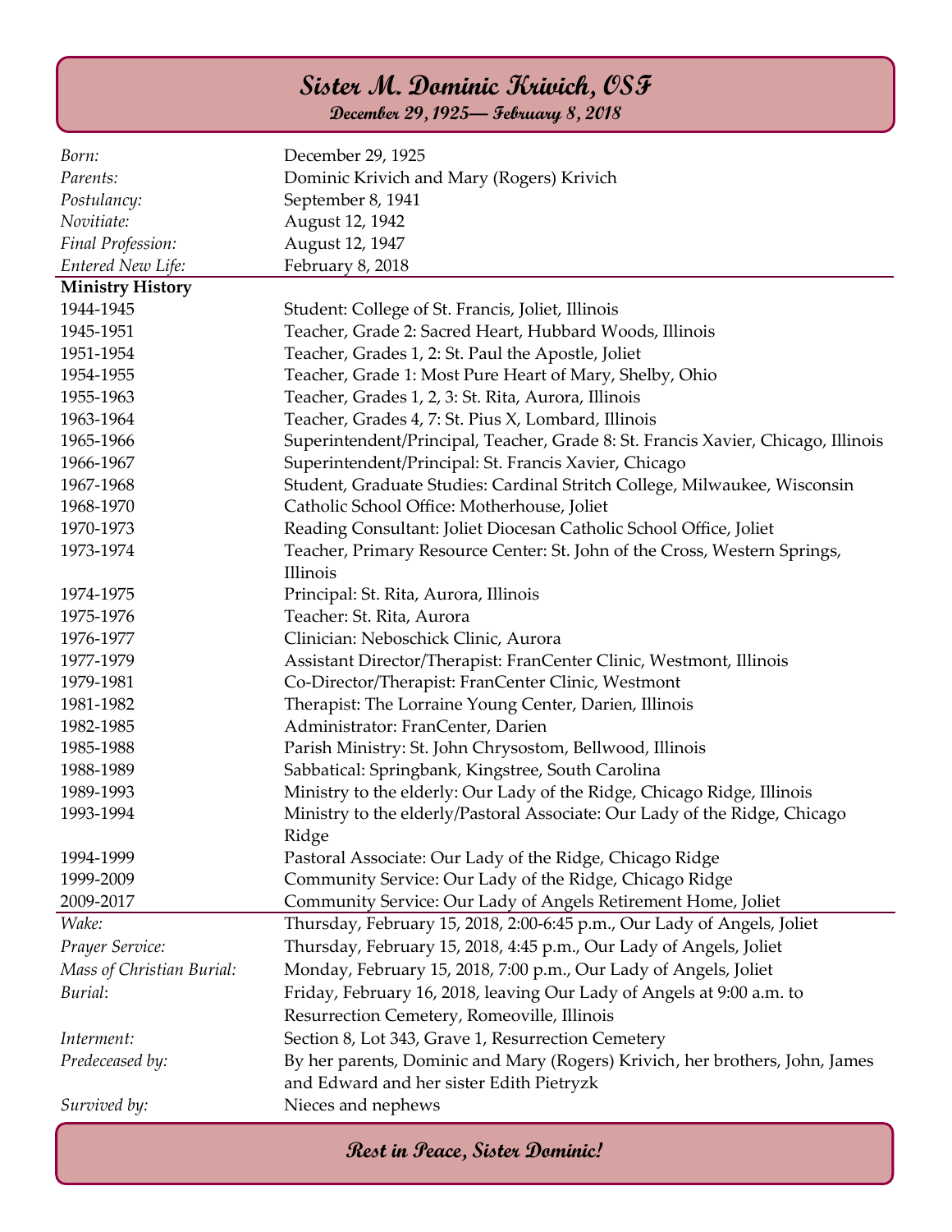# Sister M. Dominic Krivich, OSF

**December 29, 1925— February 8, 2018**

| | |
|---|---|
| *Born:* | December 29, 1925 |
| *Parents:* | Dominic Krivich and Mary (Rogers) Krivich |
| *Postulancy:* | September 8, 1941 |
| *Novitiate:* | August 12, 1942 |
| *Final Profession:* | August 12, 1947 |
| *Entered New Life:* | February 8, 2018 |

**Ministry History**

| | |
|---|---|
| 1944-1945 | Student: College of St. Francis, Joliet, Illinois |
| 1945-1951 | Teacher, Grade 2: Sacred Heart, Hubbard Woods, Illinois |
| 1951-1954 | Teacher, Grades 1, 2: St. Paul the Apostle, Joliet |
| 1954-1955 | Teacher, Grade 1: Most Pure Heart of Mary, Shelby, Ohio |
| 1955-1963 | Teacher, Grades 1, 2, 3: St. Rita, Aurora, Illinois |
| 1963-1964 | Teacher, Grades 4, 7: St. Pius X, Lombard, Illinois |
| 1965-1966 | Superintendent/Principal, Teacher, Grade 8: St. Francis Xavier, Chicago, Illinois |
| 1966-1967 | Superintendent/Principal: St. Francis Xavier, Chicago |
| 1967-1968 | Student, Graduate Studies: Cardinal Stritch College, Milwaukee, Wisconsin |
| 1968-1970 | Catholic School Office: Motherhouse, Joliet |
| 1970-1973 | Reading Consultant: Joliet Diocesan Catholic School Office, Joliet |
| 1973-1974 | Teacher, Primary Resource Center: St. John of the Cross, Western Springs, Illinois |
| 1974-1975 | Principal: St. Rita, Aurora, Illinois |
| 1975-1976 | Teacher: St. Rita, Aurora |
| 1976-1977 | Clinician: Neboschick Clinic, Aurora |
| 1977-1979 | Assistant Director/Therapist: FranCenter Clinic, Westmont, Illinois |
| 1979-1981 | Co-Director/Therapist: FranCenter Clinic, Westmont |
| 1981-1982 | Therapist: The Lorraine Young Center, Darien, Illinois |
| 1982-1985 | Administrator: FranCenter, Darien |
| 1985-1988 | Parish Ministry: St. John Chrysostom, Bellwood, Illinois |
| 1988-1989 | Sabbatical: Springbank, Kingstree, South Carolina |
| 1989-1993 | Ministry to the elderly: Our Lady of the Ridge, Chicago Ridge, Illinois |
| 1993-1994 | Ministry to the elderly/Pastoral Associate: Our Lady of the Ridge, Chicago Ridge |
| 1994-1999 | Pastoral Associate: Our Lady of the Ridge, Chicago Ridge |
| 1999-2009 | Community Service: Our Lady of the Ridge, Chicago Ridge |
| 2009-2017 | Community Service: Our Lady of Angels Retirement Home, Joliet |

| | |
|---|---|
| *Wake:* | Thursday, February 15, 2018, 2:00-6:45 p.m., Our Lady of Angels, Joliet |
| *Prayer Service:* | Thursday, February 15, 2018, 4:45 p.m., Our Lady of Angels, Joliet |
| *Mass of Christian Burial:* | Monday, February 15, 2018, 7:00 p.m., Our Lady of Angels, Joliet |
| *Burial:* | Friday, February 16, 2018, leaving Our Lady of Angels at 9:00 a.m. to Resurrection Cemetery, Romeoville, Illinois |
| *Interment:* | Section 8, Lot 343, Grave 1, Resurrection Cemetery |
| *Predeceased by:* | By her parents, Dominic and Mary (Rogers) Krivich, her brothers, John, James and Edward and her sister Edith Pietryzk |
| *Survived by:* | Nieces and nephews |

**Rest in Peace, Sister Dominic!**